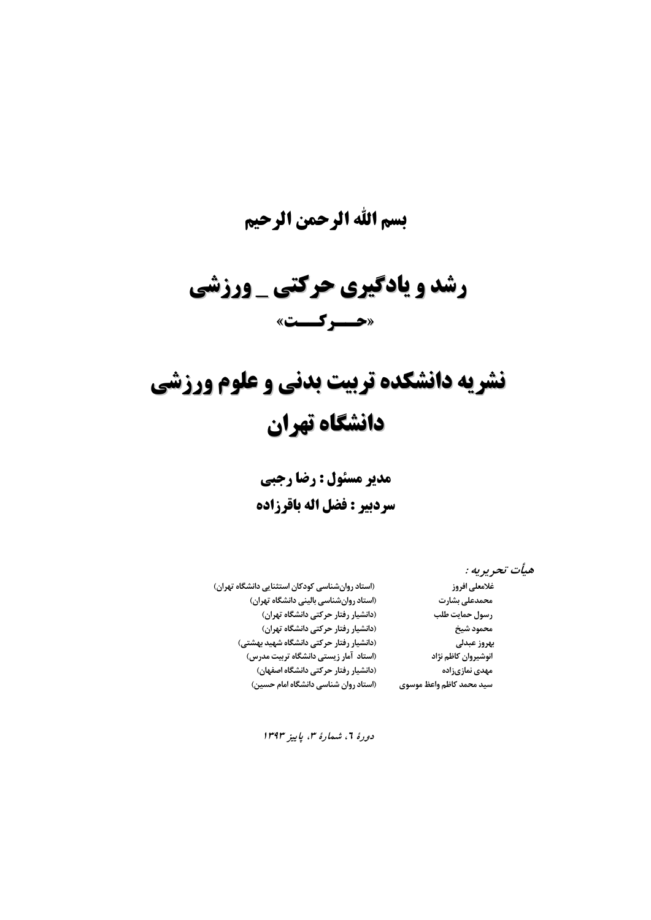**بسم الله الرحمن الرحیم**

# رشد و یادگیری حرکتی ـ ورزشی

## «حـــرکـــت»

# نشریه دانشکده تربیت بدنی و علوم ورزشی دانشگاه تهران

**مدیر مسئول : رضا رجبی**

**سردبیر : فضل اله باقرزاده**

*هیأت تحریریه :*

| | |
|---|---|
| غلامعلی افروز | (استاد روان‌شناسی کودکان استثنایی دانشگاه تهران) |
| محمدعلی بشارت | (استاد روان‌شناسی بالینی دانشگاه تهران) |
| رسول حمایت طلب | (دانشیار رفتار حرکتی دانشگاه تهران) |
| محمود شیخ | (دانشیار رفتار حرکتی دانشگاه تهران) |
| بهروز عبدلی | (دانشیار رفتار حرکتی دانشگاه شهید بهشتی) |
| انوشیروان کاظم نژاد | (استاد آمار زیستی دانشگاه تربیت مدرس) |
| مهدی نمازی‌زاده | (دانشیار رفتار حرکتی دانشگاه اصفهان) |
| سید محمد کاظم واعظ موسوی | (استاد روان شناسی دانشگاه امام حسین) |

*دورهٔ ٦، شمارهٔ ٣، پاییز ١٣٩٣*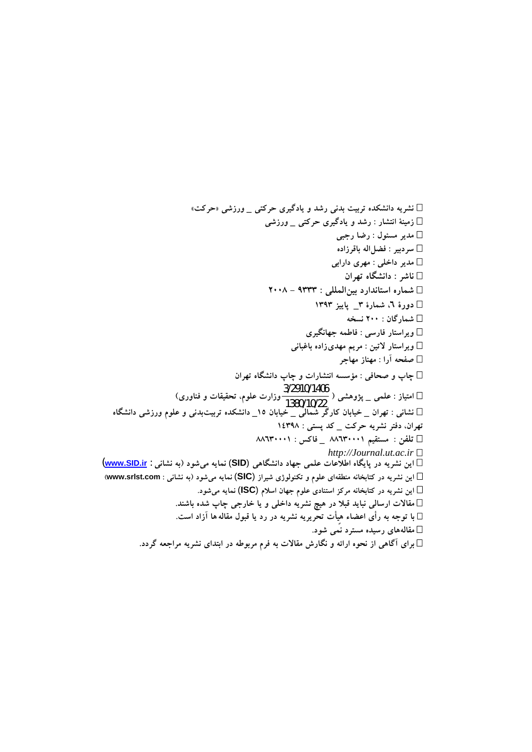- نشریه دانشکده تربیت بدنی رشد و یادگیری حرکتی _ ورزشی «حرکت»
- زمینهٔ انتشار : رشد و یادگیری حرکتی _ ورزشی
- مدیر مسئول : رضا رجبی
- سردبیر : فضل‌اله باقرزاده
- مدیر داخلی : مهری دارابی
- ناشر : دانشگاه تهران
- شماره استاندارد بین‌المللی : ۹۳۳۳ – ۲۰۰۸
- دورهٔ ٦، شمارهٔ ۳_ پاییز ۱۳۹۳
- شمارگان : ۲۰۰ نسخه
- ویراستار فارسی : فاطمه جهانگیری
- ویراستار لاتین : مریم مهدی‌زاده باغبانی
- صفحه آرا : مهناز مهاجر
- چاپ و صحافی : مؤسسه انتشارات و چاپ دانشگاه تهران
- امتیاز : علمی _ پژوهشی ( $\frac{3/2910/1406}{1380/10/22}$ وزارت علوم، تحقیقات و فناوری)
- نشانی : تهران _ خیابان کارگر شمالی _ خیابان ۱۵_ دانشکده تربیت‌بدنی و علوم ورزشی دانشگاه تهران، دفتر نشریه حرکت _ کد پستی : ١٤٣٩٨
- تلفن : مستقیم ٨٨٦٣٠٠٠١ _ فاکس : ٨٨٦٣٠٠٠١
- *http://Journal.ut.ac.ir*
- این نشریه در پایگاه اطلاعات علمی جهاد دانشگاهی (**SID**) نمایه می‌شود (به نشانی : **www.SID.ir**)
- این نشریه در کتابخانه منطقه‌ای علوم و تکنولوژی شیراز (**SIC**) نمایه می‌شود (به نشانی : **www.srlst.com**)
- این نشریه در کتابخانه مرکز استنادی علوم جهان اسلام (**ISC**) نمایه می‌شود.
- مقالات ارسالی نباید قبلا در هیچ نشریه داخلی و یا خارجی چاپ شده باشند.
- با توجه به رأی اعضاء هیأت تحریریه نشریه در رد یا قبول مقاله ها آزاد است.
- مقاله‌های رسیده مسترد نمی شود.
- برای آگاهی از نحوه ارائه و نگارش مقالات به فرم مربوطه در ابتدای نشریه مراجعه گردد.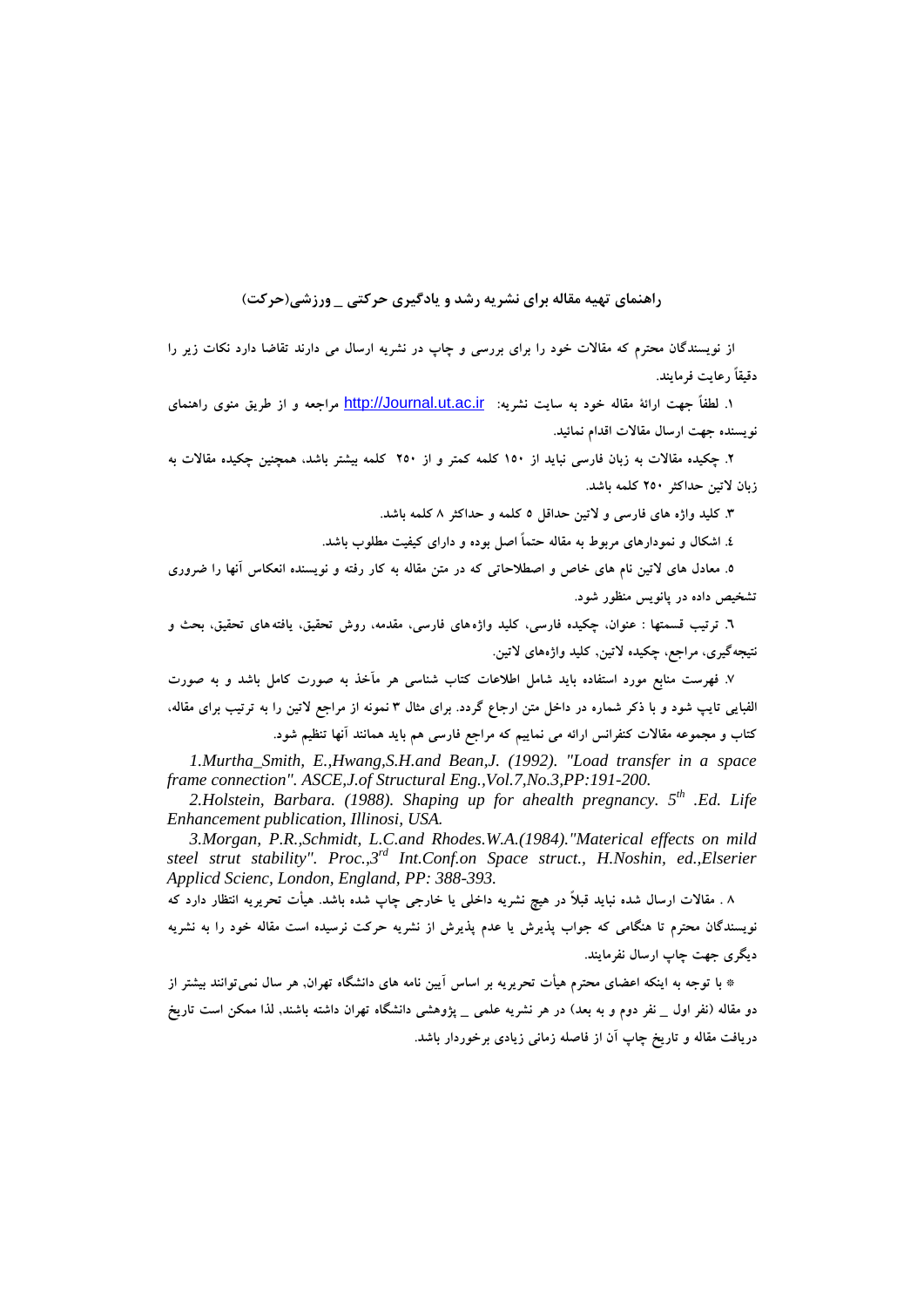## راهنمای تهیه مقاله برای نشریه رشد و یادگیری حرکتی _ ورزشی(حرکت)

از نویسندگان محترم که مقالات خود را برای بررسی و چاپ در نشریه ارسال می دارند تقاضا دارد نکات زیر را دقیقاً رعایت فرمایند.

۱. لطفاً جهت ارائهٔ مقاله خود به سایت نشریه: http://Journal.ut.ac.ir مراجعه و از طریق منوی راهنمای نویسنده جهت ارسال مقالات اقدام نمائید.

۲. چکیده مقالات به زبان فارسی نباید از ۱۵۰ کلمه کمتر و از ۲۵۰ کلمه بیشتر باشد، همچنین چکیده مقالات به زبان لاتین حداکثر ۲۵۰ کلمه باشد.

۳. کلید واژه های فارسی و لاتین حداقل ۵ کلمه و حداکثر ۸ کلمه باشد.

٤. اشکال و نمودارهای مربوط به مقاله حتماً اصل بوده و دارای کیفیت مطلوب باشد.

۵. معادل های لاتین نام های خاص و اصطلاحاتی که در متن مقاله به کار رفته و نویسنده انعکاس آنها را ضروری تشخیص داده در پانویس منظور شود.

٦. ترتیب قسمتها : عنوان، چکیده فارسی، کلید واژه‌های فارسی، مقدمه، روش تحقیق، یافته‌های تحقیق، بحث و نتیجه‌گیری، مراجع، چکیده لاتین، کلید واژه‌های لاتین.

۷. فهرست منابع مورد استفاده باید شامل اطلاعات کتاب شناسی هر مآخذ به صورت کامل باشد و به صورت الفبایی تایپ شود و با ذکر شماره در داخل متن ارجاع گردد. برای مثال ۳ نمونه از مراجع لاتین را به ترتیب برای مقاله، کتاب و مجموعه مقالات کنفرانس ارائه می نماییم که مراجع فارسی هم باید همانند آنها تنظیم شود.

*1.Murtha_Smith, E.,Hwang,S.H.and Bean,J. (1992). "Load transfer in a space frame connection". ASCE,J.of Structural Eng.,Vol.7,No.3,PP:191-200.*

*2.Holstein, Barbara. (1988). Shaping up for ahealth pregnancy. $5^{th}$ .Ed. Life Enhancement publication, Illinosi, USA.*

*3.Morgan, P.R.,Schmidt, L.C.and Rhodes.W.A.(1984)."Materical effects on mild steel strut stability". Proc.,$3^{rd}$ Int.Conf.on Space struct., H.Noshin, ed.,Elserier Applicd Scienc, London, England, PP: 388-393.*

۸ . مقالات ارسال شده نباید قبلاً در هیچ نشریه داخلی یا خارجی چاپ شده باشد. هیأت تحریریه انتظار دارد که نویسندگان محترم تا هنگامی که جواب پذیرش یا عدم پذیرش از نشریه حرکت نرسیده است مقاله خود را به نشریه دیگری جهت چاپ ارسال نفرمایند.

* با توجه به اینکه اعضای محترم هیأت تحریریه بر اساس آیین نامه های دانشگاه تهران، هر سال نمی‌توانند بیشتر از دو مقاله (نفر اول _ نفر دوم و به بعد) در هر نشریه علمی _ پژوهشی دانشگاه تهران داشته باشند، لذا ممکن است تاریخ دریافت مقاله و تاریخ چاپ آن از فاصله زمانی زیادی برخوردار باشد.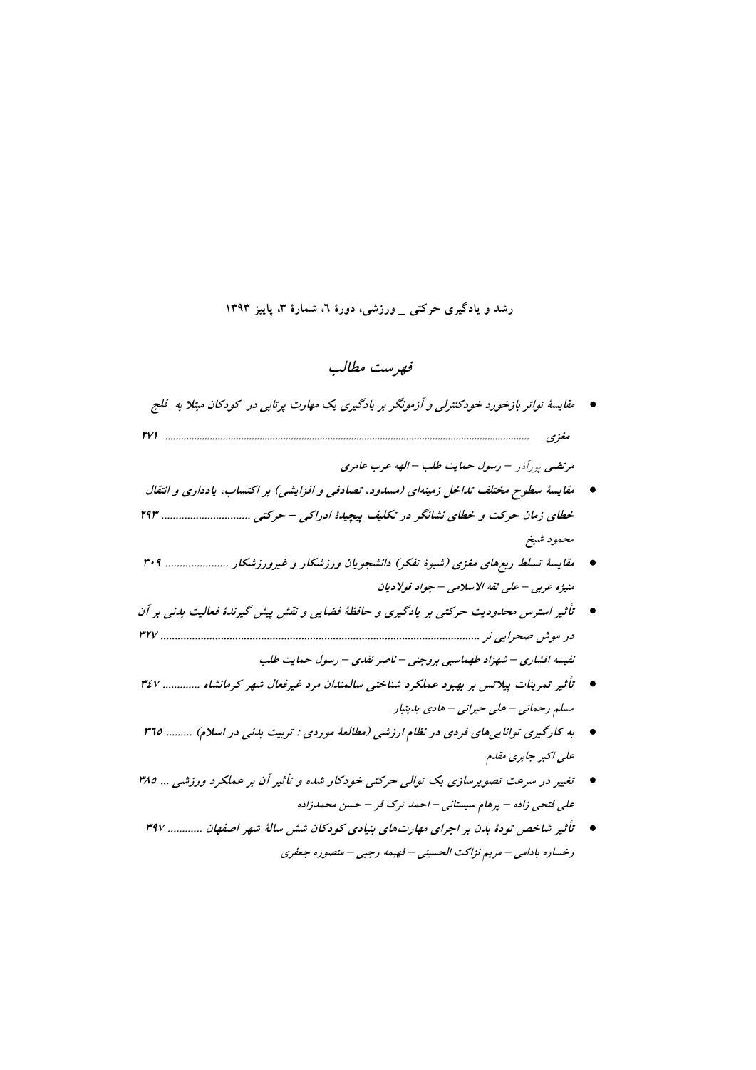رشد و یادگیری حرکتی _ ورزشی، دورهٔ ٦، شمارهٔ ٣، پاییز ١٣٩٣

## فهرست مطالب

- *مقایسهٔ تواتر بازخورد خودکنترلی و آزمونگر بر یادگیری یک مهارت پرتابی در کودکان مبتلا به فلج مغزی ...... ٢٧١*

  مرتضی پورآذر – رسول حمایت طلب – الهه عرب عامری

- *مقایسهٔ سطوح مختلف تداخل زمینه‌ای (مسدود، تصادفی و افزایشی) بر اکتساب، یادداری و انتقال خطای زمان حرکت و خطای نشانگر در تکلیف پیچیدهٔ ادراکی – حرکتی ...... ٢٩٣*

  محمود شیخ

- *مقایسهٔ تسلط ربع‌های مغزی (شیوهٔ تفکر) دانشجویان ورزشکار و غیرورزشکار ...... ٣٠٩*

  منیژه عربی – علی ثقه الاسلامی – جواد فولادیان

- *تأثیر استرس محدودیت حرکتی بر یادگیری و حافظهٔ فضایی و نقش پیش گیرندهٔ فعالیت بدنی بر آن در موش صحرایی نر ...... ٣٢٧*

  نفیسه افشاری – شهزاد طهماسبی بروجنی – ناصر نقدی – رسول حمایت طلب

- *تأثیر تمرینات پیلاتس بر بهبود عملکرد شناختی سالمندان مرد غیرفعال شهر کرمانشاه ...... ٣٤٧*

  مسلم رحمانی – علی حیرانی – هادی یدیتبار

- *به کارگیری توانایی‌های فردی در نظام ارزشی (مطالعهٔ موردی : تربیت بدنی در اسلام) ...... ٣٦٥*

  علی اکبر جابری مقدم

- *تغییر در سرعت تصویرسازی یک توالی حرکتی خودکار شده و تأثیر آن بر عملکرد ورزشی ... ٣٨٥*

  علی فتحی زاده – پرهام سیستانی – احمد ترک فر – حسن محمدزاده

- *تأثیر شاخص تودهٔ بدن بر اجرای مهارت‌های بنیادی کودکان شش سالهٔ شهر اصفهان ...... ٣٩٧*

  رخساره بادامی – مریم نزاکت الحسینی – فهیمه رجبی – منصوره جعفری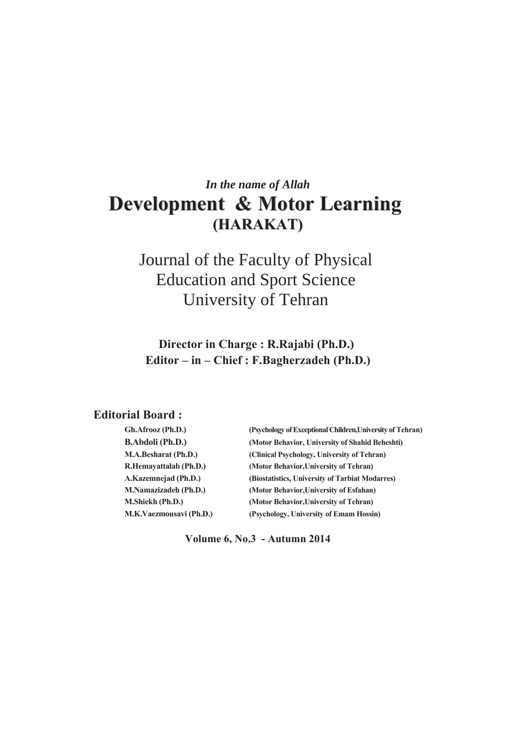*In the name of Allah*

# Development & Motor Learning

## (HARAKAT)

Journal of the Faculty of Physical Education and Sport Science
University of Tehran

**Director in Charge : R.Rajabi (Ph.D.)**
**Editor – in – Chief : F.Bagherzadeh (Ph.D.)**

**Editorial Board :**

| | |
|---|---|
| **Gh.Afrooz (Ph.D.)** | **(Psychology of Exceptional Children,University of Tehran)** |
| **B.Abdoli (Ph.D.)** | **(Motor Behavior, University of Shahid Beheshti)** |
| **M.A.Besharat (Ph.D.)** | **(Clinical Psychology, University of Tehran)** |
| **R.Hemayattalab (Ph.D.)** | **(Motor Behavior,University of Tehran)** |
| **A.Kazemnejad (Ph.D.)** | **(Biostatistics, University of Tarbiat Modarres)** |
| **M.Namazizadeh (Ph.D.)** | **(Motor Behavior,University of Esfahan)** |
| **M.Shiekh (Ph.D.)** | **(Motor Behavior,University of Tehran)** |
| **M.K.Vaezmousavi (Ph.D.)** | **(Psychology, University of Emam Hossin)** |

**Volume 6, No.3 - Autumn 2014**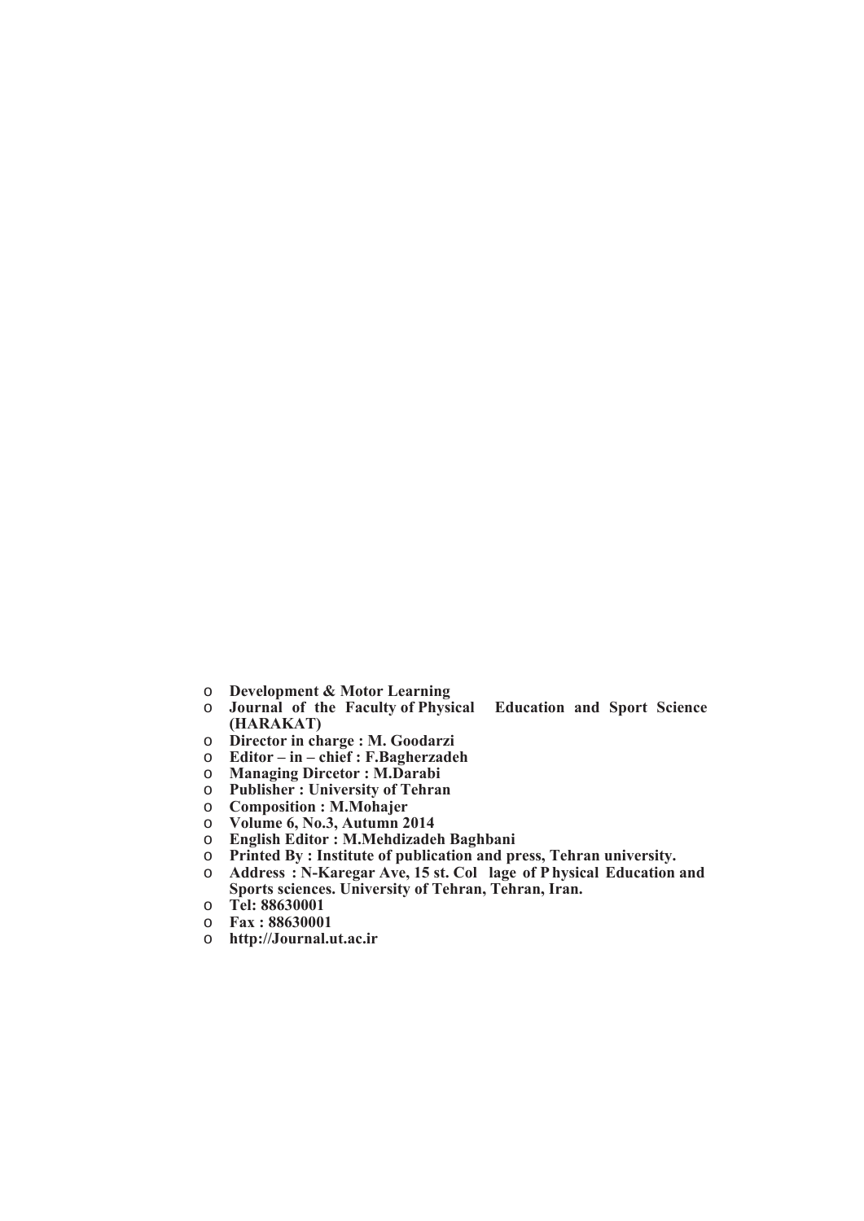- **Development & Motor Learning**
- **Journal of the Faculty of Physical Education and Sport Science (HARAKAT)**
- **Director in charge : M. Goodarzi**
- **Editor – in – chief : F.Bagherzadeh**
- **Managing Dircetor : M.Darabi**
- **Publisher : University of Tehran**
- **Composition : M.Mohajer**
- **Volume 6, No.3, Autumn 2014**
- **English Editor : M.Mehdizadeh Baghbani**
- **Printed By : Institute of publication and press, Tehran university.**
- **Address : N-Karegar Ave, 15 st. Col lage of P hysical Education and Sports sciences. University of Tehran, Tehran, Iran.**
- **Tel: 88630001**
- **Fax : 88630001**
- **http://Journal.ut.ac.ir**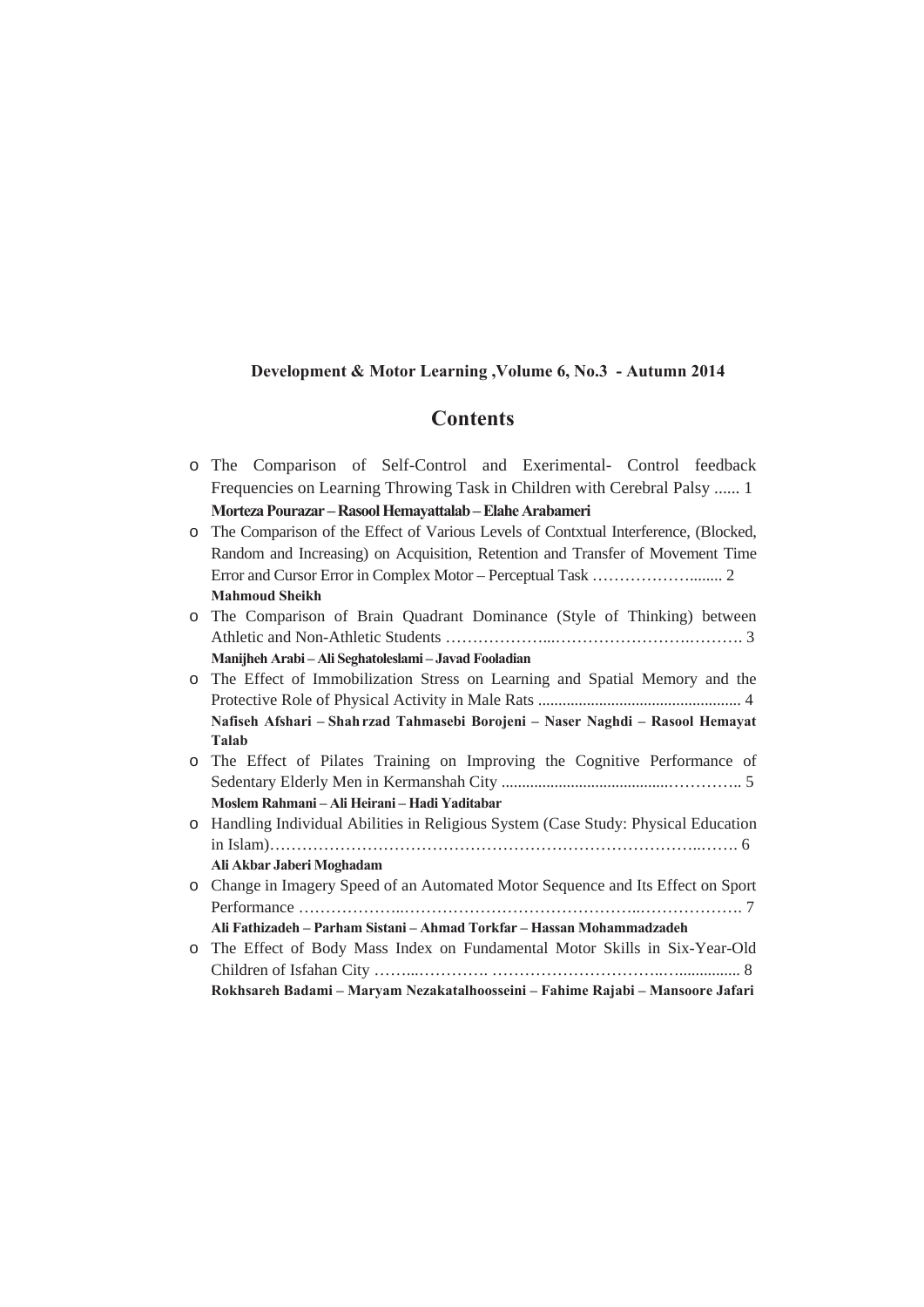**Development & Motor Learning ,Volume 6, No.3 - Autumn 2014**

# Contents

- The Comparison of Self-Control and Exerimental- Control feedback Frequencies on Learning Throwing Task in Children with Cerebral Palsy ...... 1
  **Morteza Pourazar – Rasool Hemayattalab – Elahe Arabameri**
- The Comparison of the Effect of Various Levels of Contxtual Interference, (Blocked, Random and Increasing) on Acquisition, Retention and Transfer of Movement Time Error and Cursor Error in Complex Motor – Perceptual Task ……………….......... 2
  **Mahmoud Sheikh**
- The Comparison of Brain Quadrant Dominance (Style of Thinking) between Athletic and Non-Athletic Students ………………..…………………….………. 3
  **Manijheh Arabi – Ali Seghatoleslami – Javad Fooladian**
- The Effect of Immobilization Stress on Learning and Spatial Memory and the Protective Role of Physical Activity in Male Rats ................................................. 4
  **Nafiseh Afshari – Shah rzad Tahmasebi Borojeni – Naser Naghdi – Rasool Hemayat Talab**
- The Effect of Pilates Training on Improving the Cognitive Performance of Sedentary Elderly Men in Kermanshah City ........................................………….. 5
  **Moslem Rahmani – Ali Heirani – Hadi Yaditabar**
- Handling Individual Abilities in Religious System (Case Study: Physical Education in Islam)………………………………………………………………………..……. 6
  **Ali Akbar Jaberi Moghadam**
- Change in Imagery Speed of an Automated Motor Sequence and Its Effect on Sport Performance ………………..………………………………………..………………. 7
  **Ali Fathizadeh – Parham Sistani – Ahmad Torkfar – Hassan Mohammadzadeh**
- The Effect of Body Mass Index on Fundamental Motor Skills in Six-Year-Old Children of Isfahan City ……..…………. …………………………..…............... 8
  **Rokhsareh Badami – Maryam Nezakatalhoosseini – Fahime Rajabi – Mansoore Jafari**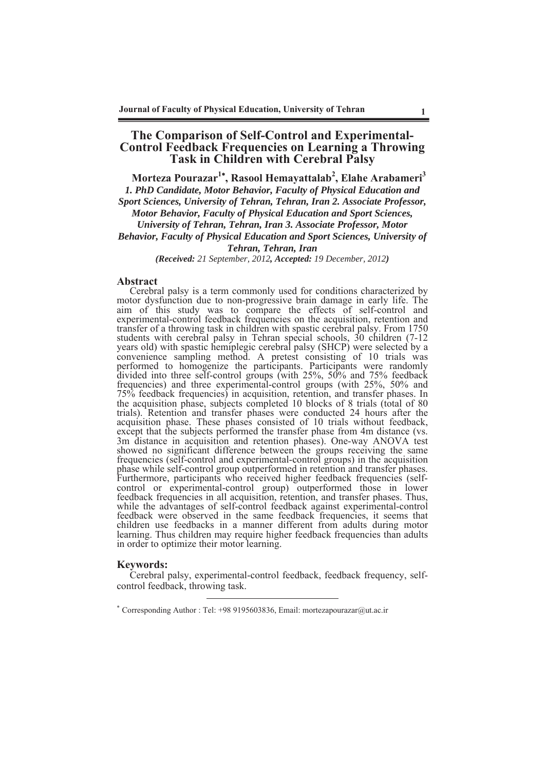# The Comparison of Self-Control and Experimental-Control Feedback Frequencies on Learning a Throwing Task in Children with Cerebral Palsy

**Morteza Pourazar[1*], Rasool Hemayattalab[2], Elahe Arabameri[3]**

***1. PhD Candidate, Motor Behavior, Faculty of Physical Education and Sport Sciences, University of Tehran, Tehran, Iran 2. Associate Professor, Motor Behavior, Faculty of Physical Education and Sport Sciences, University of Tehran, Tehran, Iran 3. Associate Professor, Motor Behavior, Faculty of Physical Education and Sport Sciences, University of Tehran, Tehran, Iran***

***(Received:** 21 September, 2012**, Accepted:** 19 December, 2012**)***

## Abstract

Cerebral palsy is a term commonly used for conditions characterized by motor dysfunction due to non-progressive brain damage in early life. The aim of this study was to compare the effects of self-control and experimental-control feedback frequencies on the acquisition, retention and transfer of a throwing task in children with spastic cerebral palsy. From 1750 students with cerebral palsy in Tehran special schools, 30 children (7-12 years old) with spastic hemiplegic cerebral palsy (SHCP) were selected by a convenience sampling method. A pretest consisting of 10 trials was performed to homogenize the participants. Participants were randomly divided into three self-control groups (with 25%, 50% and 75% feedback frequencies) and three experimental-control groups (with 25%, 50% and 75% feedback frequencies) in acquisition, retention, and transfer phases. In the acquisition phase, subjects completed 10 blocks of 8 trials (total of 80 trials). Retention and transfer phases were conducted 24 hours after the acquisition phase. These phases consisted of 10 trials without feedback, except that the subjects performed the transfer phase from 4m distance (vs. 3m distance in acquisition and retention phases). One-way ANOVA test showed no significant difference between the groups receiving the same frequencies (self-control and experimental-control groups) in the acquisition phase while self-control group outperformed in retention and transfer phases. Furthermore, participants who received higher feedback frequencies (self-control or experimental-control group) outperformed those in lower feedback frequencies in all acquisition, retention, and transfer phases. Thus, while the advantages of self-control feedback against experimental-control feedback were observed in the same feedback frequencies, it seems that children use feedbacks in a manner different from adults during motor learning. Thus children may require higher feedback frequencies than adults in order to optimize their motor learning.

## Keywords:

Cerebral palsy, experimental-control feedback, feedback frequency, self-control feedback, throwing task.

---

[*] Corresponding Author : Tel: +98 9195603836, Email: mortezapourazar@ut.ac.ir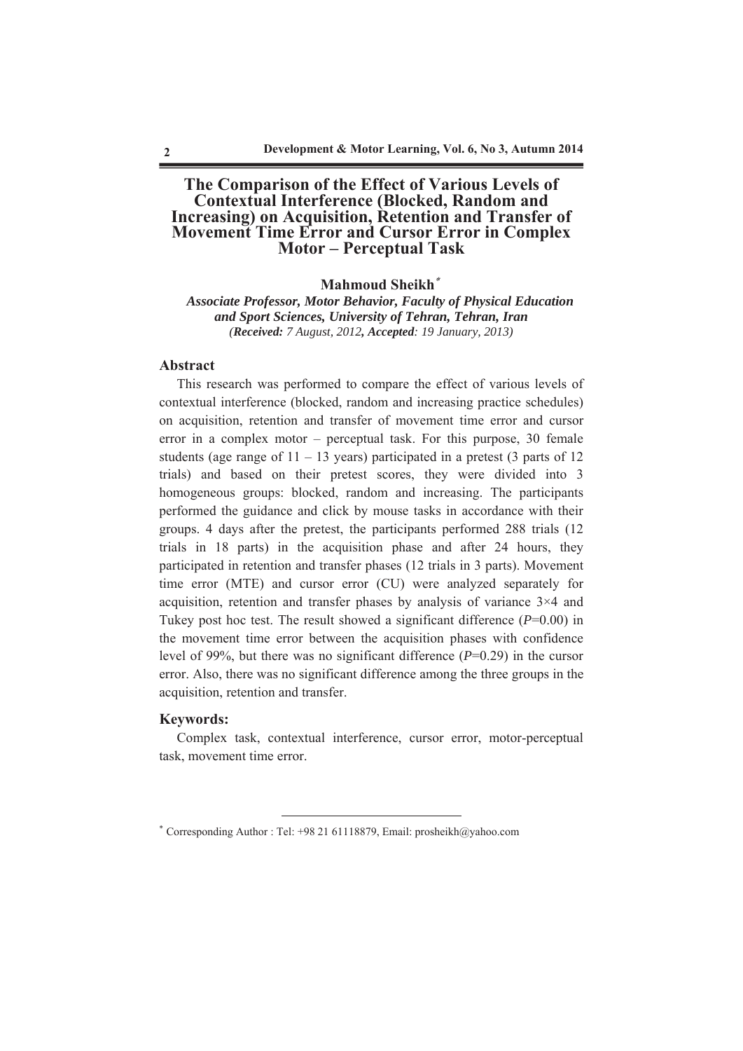# The Comparison of the Effect of Various Levels of Contextual Interference (Blocked, Random and Increasing) on Acquisition, Retention and Transfer of Movement Time Error and Cursor Error in Complex Motor – Perceptual Task

**Mahmoud Sheikh**[*]

***Associate Professor, Motor Behavior, Faculty of Physical Education and Sport Sciences, University of Tehran, Tehran, Iran***

*(**Received:** 7 August, 2012**, Accepted**: 19 January, 2013)*

## Abstract

This research was performed to compare the effect of various levels of contextual interference (blocked, random and increasing practice schedules) on acquisition, retention and transfer of movement time error and cursor error in a complex motor – perceptual task. For this purpose, 30 female students (age range of 11 – 13 years) participated in a pretest (3 parts of 12 trials) and based on their pretest scores, they were divided into 3 homogeneous groups: blocked, random and increasing. The participants performed the guidance and click by mouse tasks in accordance with their groups. 4 days after the pretest, the participants performed 288 trials (12 trials in 18 parts) in the acquisition phase and after 24 hours, they participated in retention and transfer phases (12 trials in 3 parts). Movement time error (MTE) and cursor error (CU) were analyzed separately for acquisition, retention and transfer phases by analysis of variance 3×4 and Tukey post hoc test. The result showed a significant difference ($P$=0.00) in the movement time error between the acquisition phases with confidence level of 99%, but there was no significant difference ($P$=0.29) in the cursor error. Also, there was no significant difference among the three groups in the acquisition, retention and transfer.

## Keywords:

Complex task, contextual interference, cursor error, motor-perceptual task, movement time error.

---

[*] Corresponding Author : Tel: +98 21 61118879, Email: prosheikh@yahoo.com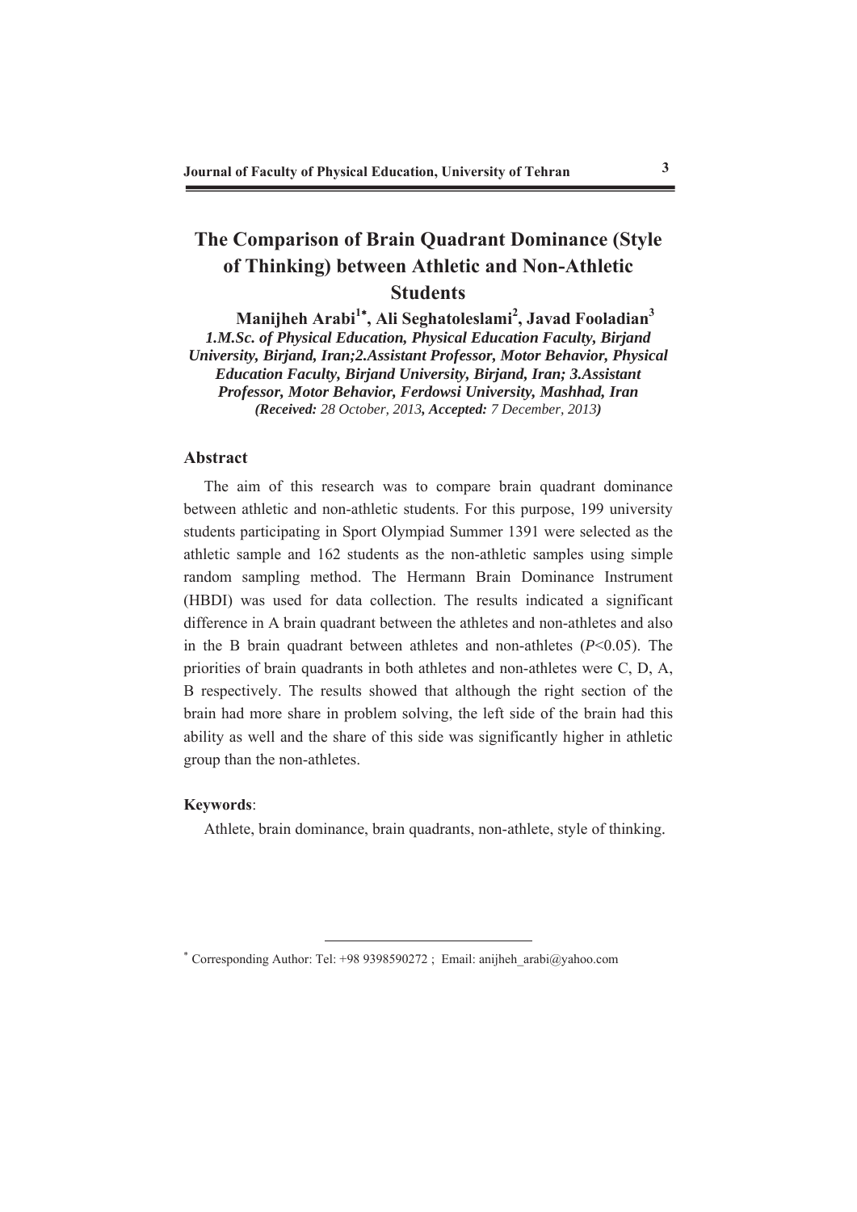# The Comparison of Brain Quadrant Dominance (Style of Thinking) between Athletic and Non-Athletic Students

**Manijheh Arabi[1*], Ali Seghatoleslami[2], Javad Fooladian[3]**

***1.M.Sc. of Physical Education, Physical Education Faculty, Birjand University, Birjand, Iran;2.Assistant Professor, Motor Behavior, Physical Education Faculty, Birjand University, Birjand, Iran; 3.Assistant Professor, Motor Behavior, Ferdowsi University, Mashhad, Iran***

***(Received:** 28 October, 2013**, Accepted:** 7 December, 2013**)***

## Abstract

The aim of this research was to compare brain quadrant dominance between athletic and non-athletic students. For this purpose, 199 university students participating in Sport Olympiad Summer 1391 were selected as the athletic sample and 162 students as the non-athletic samples using simple random sampling method. The Hermann Brain Dominance Instrument (HBDI) was used for data collection. The results indicated a significant difference in A brain quadrant between the athletes and non-athletes and also in the B brain quadrant between athletes and non-athletes ($P<0.05$). The priorities of brain quadrants in both athletes and non-athletes were C, D, A, B respectively. The results showed that although the right section of the brain had more share in problem solving, the left side of the brain had this ability as well and the share of this side was significantly higher in athletic group than the non-athletes.

**Keywords**:

Athlete, brain dominance, brain quadrants, non-athlete, style of thinking.

---

[*] Corresponding Author: Tel: +98 9398590272 ; Email: anijheh_arabi@yahoo.com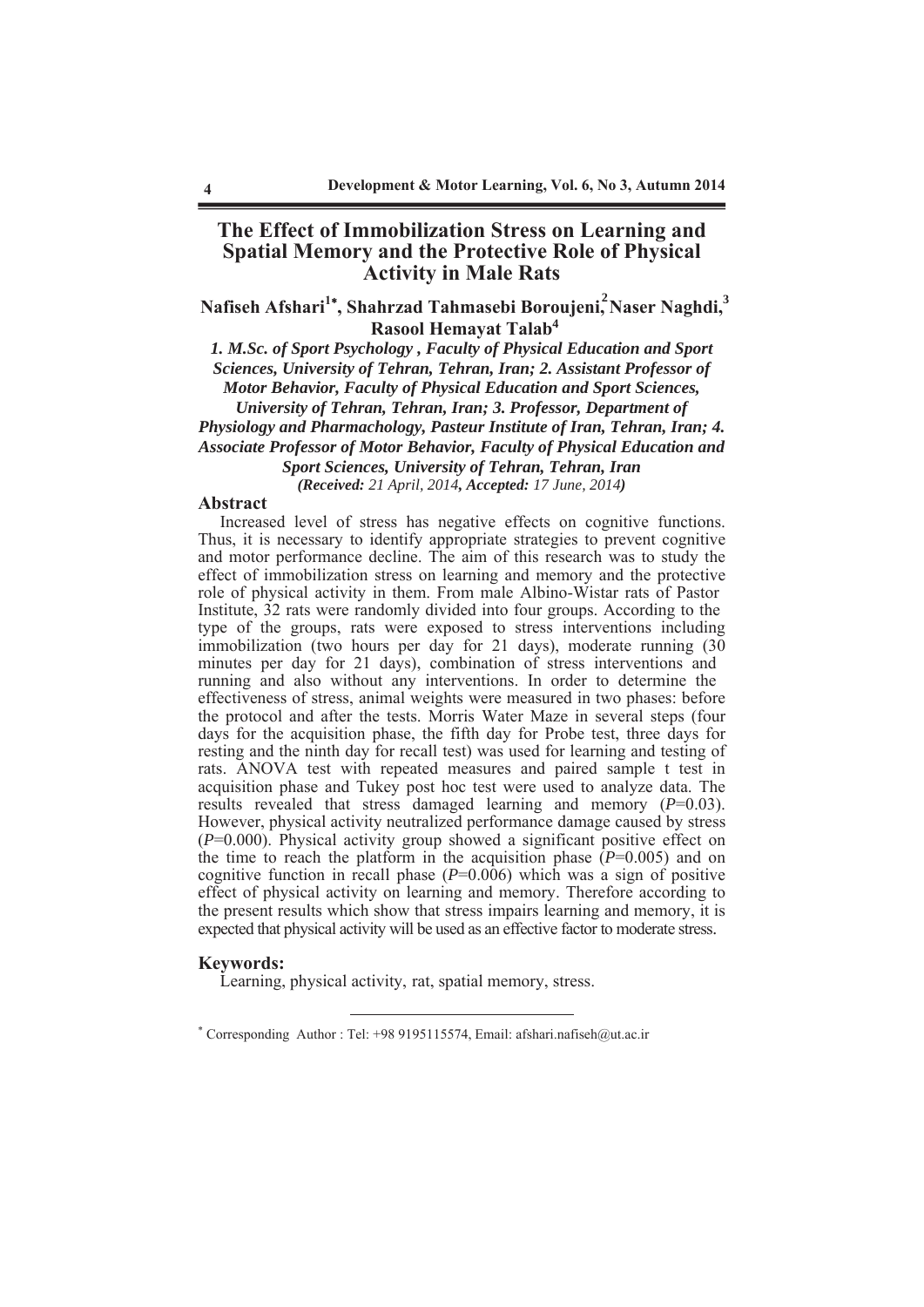# The Effect of Immobilization Stress on Learning and Spatial Memory and the Protective Role of Physical Activity in Male Rats

**Nafiseh Afshari[1*], Shahrzad Tahmasebi Boroujeni[2], Naser Naghdi[3], Rasool Hemayat Talab[4]**

***1. M.Sc. of Sport Psychology , Faculty of Physical Education and Sport Sciences, University of Tehran, Tehran, Iran; 2. Assistant Professor of Motor Behavior, Faculty of Physical Education and Sport Sciences, University of Tehran, Tehran, Iran; 3. Professor, Department of Physiology and Pharmachology, Pasteur Institute of Iran, Tehran, Iran; 4. Associate Professor of Motor Behavior, Faculty of Physical Education and Sport Sciences, University of Tehran, Tehran, Iran***

***(Received:** 21 April, 2014**, Accepted:** 17 June, 2014**)***

## Abstract

Increased level of stress has negative effects on cognitive functions. Thus, it is necessary to identify appropriate strategies to prevent cognitive and motor performance decline. The aim of this research was to study the effect of immobilization stress on learning and memory and the protective role of physical activity in them. From male Albino-Wistar rats of Pastor Institute, 32 rats were randomly divided into four groups. According to the type of the groups, rats were exposed to stress interventions including immobilization (two hours per day for 21 days), moderate running (30 minutes per day for 21 days), combination of stress interventions and running and also without any interventions. In order to determine the effectiveness of stress, animal weights were measured in two phases: before the protocol and after the tests. Morris Water Maze in several steps (four days for the acquisition phase, the fifth day for Probe test, three days for resting and the ninth day for recall test) was used for learning and testing of rats. ANOVA test with repeated measures and paired sample t test in acquisition phase and Tukey post hoc test were used to analyze data. The results revealed that stress damaged learning and memory ($P$=0.03). However, physical activity neutralized performance damage caused by stress ($P$=0.000). Physical activity group showed a significant positive effect on the time to reach the platform in the acquisition phase ($P$=0.005) and on cognitive function in recall phase ($P$=0.006) which was a sign of positive effect of physical activity on learning and memory. Therefore according to the present results which show that stress impairs learning and memory, it is expected that physical activity will be used as an effective factor to moderate stress.

## Keywords:

Learning, physical activity, rat, spatial memory, stress.

---

* Corresponding Author : Tel: +98 9195115574, Email: afshari.nafiseh@ut.ac.ir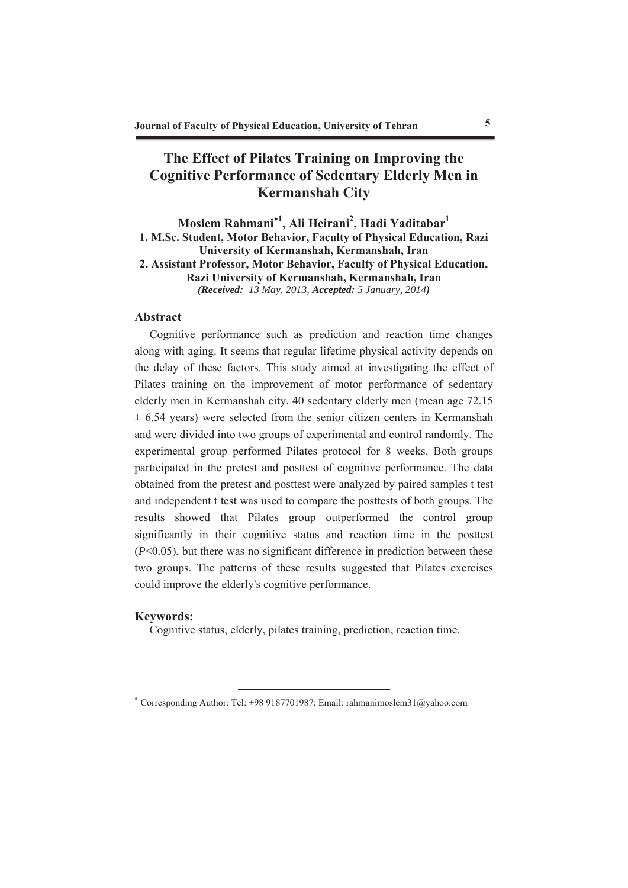# The Effect of Pilates Training on Improving the Cognitive Performance of Sedentary Elderly Men in Kermanshah City

**Moslem Rahmani*[1], Ali Heirani[2], Hadi Yaditabar[1]**

**1. M.Sc. Student, Motor Behavior, Faculty of Physical Education, Razi University of Kermanshah, Kermanshah, Iran**

**2. Assistant Professor, Motor Behavior, Faculty of Physical Education, Razi University of Kermanshah, Kermanshah, Iran**

***(Received:** 13 May, 2013, **Accepted:** 5 January, 2014**)***

## Abstract

Cognitive performance such as prediction and reaction time changes along with aging. It seems that regular lifetime physical activity depends on the delay of these factors. This study aimed at investigating the effect of Pilates training on the improvement of motor performance of sedentary elderly men in Kermanshah city. 40 sedentary elderly men (mean age 72.15 ± 6.54 years) were selected from the senior citizen centers in Kermanshah and were divided into two groups of experimental and control randomly. The experimental group performed Pilates protocol for 8 weeks. Both groups participated in the pretest and posttest of cognitive performance. The data obtained from the pretest and posttest were analyzed by paired samples t test and independent t test was used to compare the posttests of both groups. The results showed that Pilates group outperformed the control group significantly in their cognitive status and reaction time in the posttest ($P<0.05$), but there was no significant difference in prediction between these two groups. The patterns of these results suggested that Pilates exercises could improve the elderly's cognitive performance.

## Keywords:

Cognitive status, elderly, pilates training, prediction, reaction time.

---

\* Corresponding Author: Tel: +98 9187701987; Email: rahmanimoslem31@yahoo.com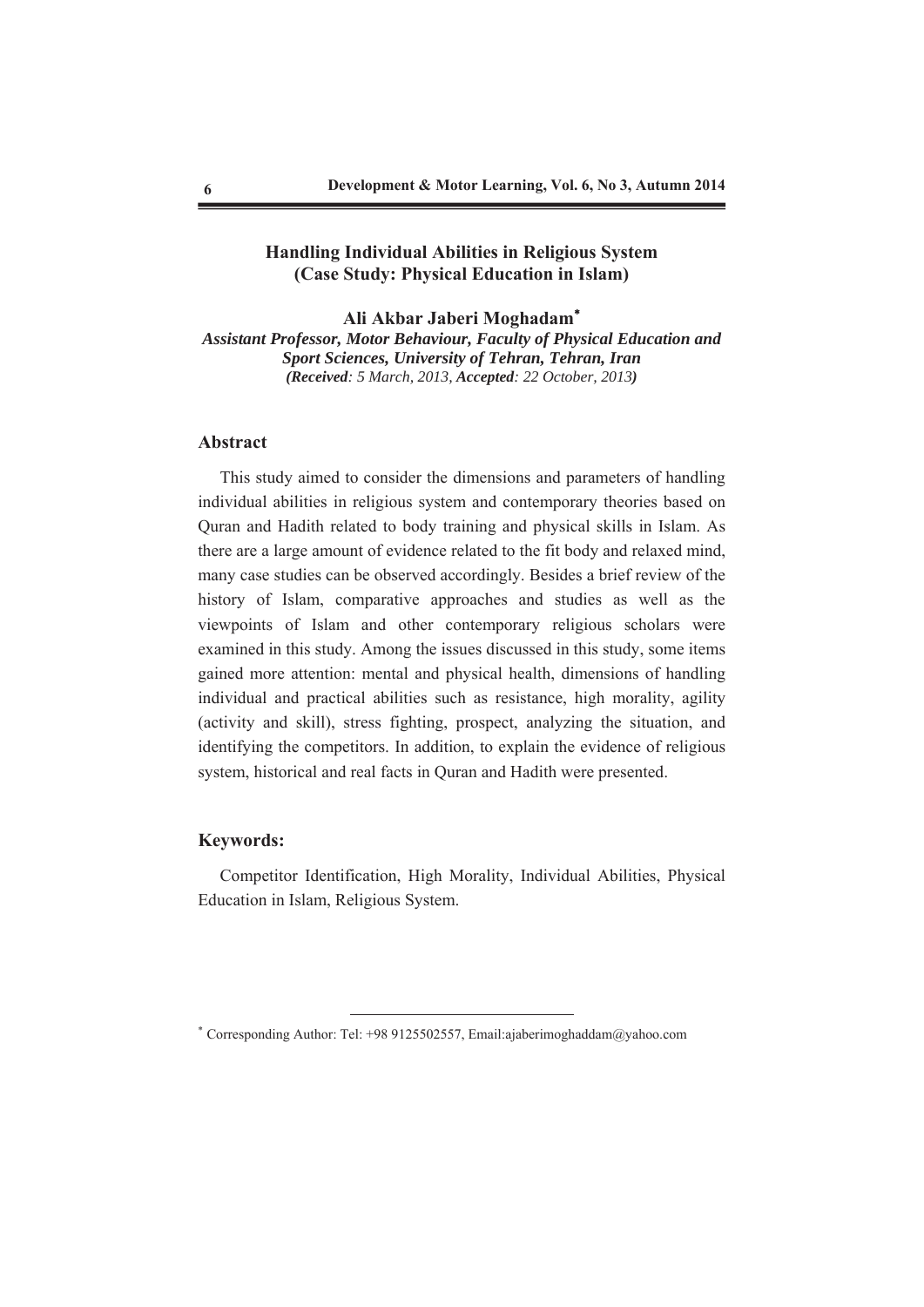# Handling Individual Abilities in Religious System (Case Study: Physical Education in Islam)

**Ali Akbar Jaberi Moghadam***

***Assistant Professor, Motor Behaviour, Faculty of Physical Education and Sport Sciences, University of Tehran, Tehran, Iran***

*(**Received**: 5 March, 2013, **Accepted**: 22 October, 2013)*

## Abstract

This study aimed to consider the dimensions and parameters of handling individual abilities in religious system and contemporary theories based on Quran and Hadith related to body training and physical skills in Islam. As there are a large amount of evidence related to the fit body and relaxed mind, many case studies can be observed accordingly. Besides a brief review of the history of Islam, comparative approaches and studies as well as the viewpoints of Islam and other contemporary religious scholars were examined in this study. Among the issues discussed in this study, some items gained more attention: mental and physical health, dimensions of handling individual and practical abilities such as resistance, high morality, agility (activity and skill), stress fighting, prospect, analyzing the situation, and identifying the competitors. In addition, to explain the evidence of religious system, historical and real facts in Quran and Hadith were presented.

## Keywords:

Competitor Identification, High Morality, Individual Abilities, Physical Education in Islam, Religious System.

---

* Corresponding Author: Tel: +98 9125502557, Email:ajaberimoghaddam@yahoo.com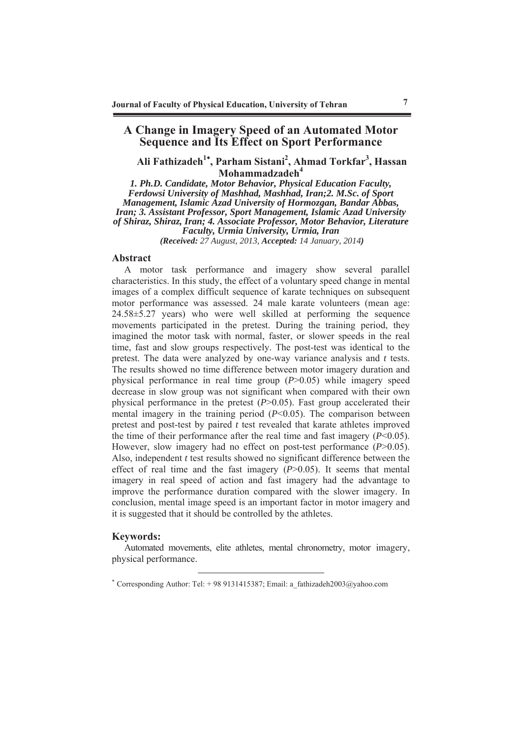# A Change in Imagery Speed of an Automated Motor Sequence and Its Effect on Sport Performance

**Ali Fathizadeh[1*], Parham Sistani[2], Ahmad Torkfar[3], Hassan Mohammadzadeh[4]**

***1. Ph.D. Candidate, Motor Behavior, Physical Education Faculty, Ferdowsi University of Mashhad, Mashhad, Iran;2. M.Sc. of Sport Management, Islamic Azad University of Hormozgan, Bandar Abbas, Iran; 3. Assistant Professor, Sport Management, Islamic Azad University of Shiraz, Shiraz, Iran; 4. Associate Professor, Motor Behavior, Literature Faculty, Urmia University, Urmia, Iran***

*(**Received:** 27 August, 2013, **Accepted:** 14 January, 2014)*

## Abstract

A motor task performance and imagery show several parallel characteristics. In this study, the effect of a voluntary speed change in mental images of a complex difficult sequence of karate techniques on subsequent motor performance was assessed. 24 male karate volunteers (mean age: 24.58±5.27 years) who were well skilled at performing the sequence movements participated in the pretest. During the training period, they imagined the motor task with normal, faster, or slower speeds in the real time, fast and slow groups respectively. The post-test was identical to the pretest. The data were analyzed by one-way variance analysis and *t* tests. The results showed no time difference between motor imagery duration and physical performance in real time group ($P>0.05$) while imagery speed decrease in slow group was not significant when compared with their own physical performance in the pretest ($P>0.05$). Fast group accelerated their mental imagery in the training period ($P<0.05$). The comparison between pretest and post-test by paired *t* test revealed that karate athletes improved the time of their performance after the real time and fast imagery ($P<0.05$). However, slow imagery had no effect on post-test performance ($P>0.05$). Also, independent *t* test results showed no significant difference between the effect of real time and the fast imagery ($P>0.05$). It seems that mental imagery in real speed of action and fast imagery had the advantage to improve the performance duration compared with the slower imagery. In conclusion, mental image speed is an important factor in motor imagery and it is suggested that it should be controlled by the athletes.

## Keywords:

Automated movements, elite athletes, mental chronometry, motor imagery, physical performance.

---

[*] Corresponding Author: Tel: + 98 9131415387; Email: a_fathizadeh2003@yahoo.com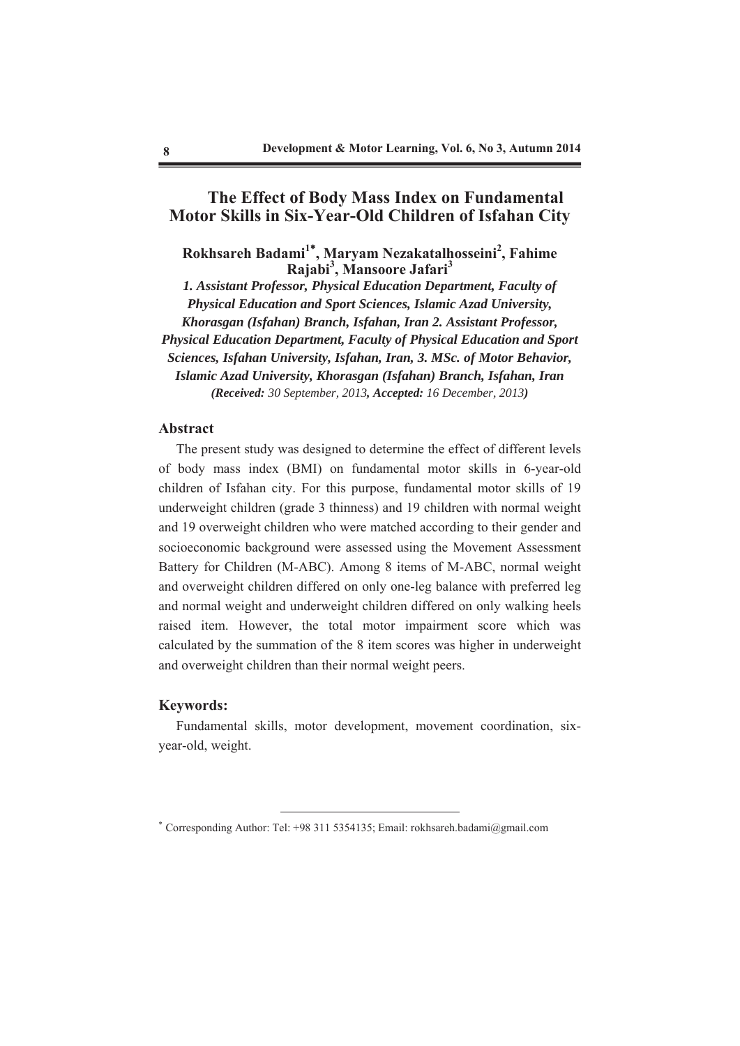# The Effect of Body Mass Index on Fundamental Motor Skills in Six-Year-Old Children of Isfahan City

**Rokhsareh Badami[1*], Maryam Nezakatalhosseini[2], Fahime Rajabi[3], Mansoore Jafari[3]**

***1. Assistant Professor, Physical Education Department, Faculty of Physical Education and Sport Sciences, Islamic Azad University, Khorasgan (Isfahan) Branch, Isfahan, Iran 2. Assistant Professor, Physical Education Department, Faculty of Physical Education and Sport Sciences, Isfahan University, Isfahan, Iran, 3. MSc. of Motor Behavior, Islamic Azad University, Khorasgan (Isfahan) Branch, Isfahan, Iran***

***(Received:** *30 September, 2013***, Accepted:** *16 December, 2013***)**

## Abstract

The present study was designed to determine the effect of different levels of body mass index (BMI) on fundamental motor skills in 6-year-old children of Isfahan city. For this purpose, fundamental motor skills of 19 underweight children (grade 3 thinness) and 19 children with normal weight and 19 overweight children who were matched according to their gender and socioeconomic background were assessed using the Movement Assessment Battery for Children (M-ABC). Among 8 items of M-ABC, normal weight and overweight children differed on only one-leg balance with preferred leg and normal weight and underweight children differed on only walking heels raised item. However, the total motor impairment score which was calculated by the summation of the 8 item scores was higher in underweight and overweight children than their normal weight peers.

## Keywords:

Fundamental skills, motor development, movement coordination, six-year-old, weight.

---

[*] Corresponding Author: Tel: +98 311 5354135; Email: rokhsareh.badami@gmail.com